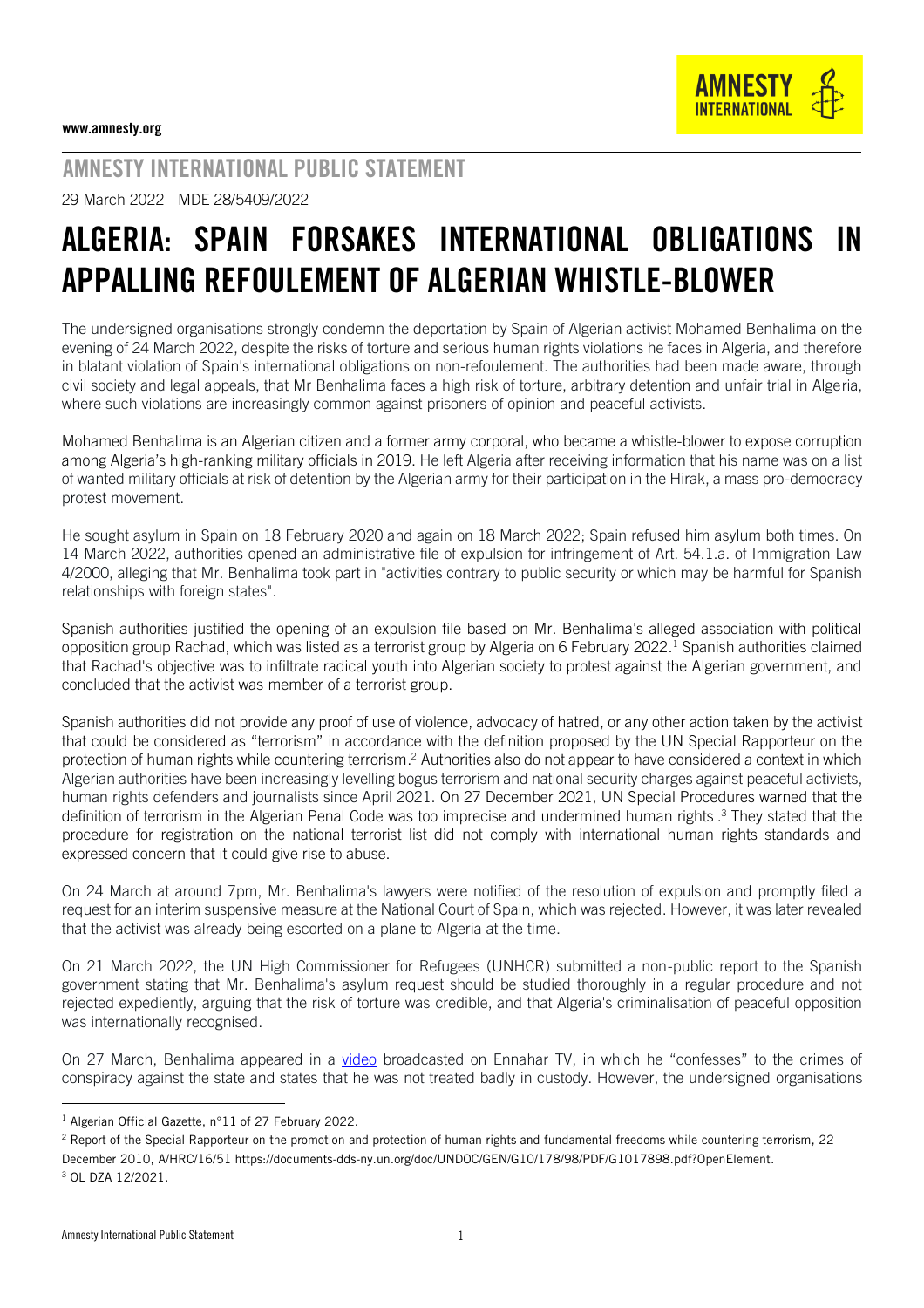www.amnesty.org

## AMNESTY INTERNATIONAL PUBLIC STATEMENT

29 March 2022 MDE 28/5409/2022

# ALGERIA: SPAIN FORSAKES INTERNATIONAL OBLIGATIONS IN APPALLING REFOULEMENT OF ALGERIAN WHISTLE-BLOWER

The undersigned organisations strongly condemn the deportation by Spain of Algerian activist Mohamed Benhalima on the evening of 24 March 2022, despite the risks of torture and serious human rights violations he faces in Algeria, and therefore in blatant violation of Spain's international obligations on non-refoulement. The authorities had been made aware, through civil society and legal appeals, that Mr Benhalima faces a high risk of torture, arbitrary detention and unfair trial in Algeria, where such violations are increasingly common against prisoners of opinion and peaceful activists.

Mohamed Benhalima is an Algerian citizen and a former army corporal, who became a whistle-blower to expose corruption among Algeria's high-ranking military officials in 2019. He left Algeria after receiving information that his name was on a list of wanted military officials at risk of detention by the Algerian army for their participation in the Hirak, a mass pro-democracy protest movement.

He sought asylum in Spain on 18 February 2020 and again on 18 March 2022; Spain refused him asylum both times. On 14 March 2022, authorities opened an administrative file of expulsion for infringement of Art. 54.1.a. of Immigration Law 4/2000, alleging that Mr. Benhalima took part in "activities contrary to public security or which may be harmful for Spanish relationships with foreign states".

Spanish authorities justified the opening of an expulsion file based on Mr. Benhalima's alleged association with political opposition group Rachad, which was listed as a terrorist group by Algeria on 6 February 2022.[1] Spanish authorities claimed that Rachad's objective was to infiltrate radical youth into Algerian society to protest against the Algerian government, and concluded that the activist was member of a terrorist group.

Spanish authorities did not provide any proof of use of violence, advocacy of hatred, or any other action taken by the activist that could be considered as "terrorism" in accordance with the definition proposed by the UN Special Rapporteur on the protection of human rights while countering terrorism.[2] Authorities also do not appear to have considered a context in which Algerian authorities have been increasingly levelling bogus terrorism and national security charges against peaceful activists, human rights defenders and journalists since April 2021. On 27 December 2021, UN Special Procedures warned that the definition of terrorism in the Algerian Penal Code was too imprecise and undermined human rights .[3] They stated that the procedure for registration on the national terrorist list did not comply with international human rights standards and expressed concern that it could give rise to abuse.

On 24 March at around 7pm, Mr. Benhalima's lawyers were notified of the resolution of expulsion and promptly filed a request for an interim suspensive measure at the National Court of Spain, which was rejected. However, it was later revealed that the activist was already being escorted on a plane to Algeria at the time.

On 21 March 2022, the UN High Commissioner for Refugees (UNHCR) submitted a non-public report to the Spanish government stating that Mr. Benhalima's asylum request should be studied thoroughly in a regular procedure and not rejected expediently, arguing that the risk of torture was credible, and that Algeria's criminalisation of peaceful opposition was internationally recognised.

On 27 March, Benhalima appeared in a video broadcasted on Ennahar TV, in which he "confesses" to the crimes of conspiracy against the state and states that he was not treated badly in custody. However, the undersigned organisations

---

[1] Algerian Official Gazette, n°11 of 27 February 2022.

[2] Report of the Special Rapporteur on the promotion and protection of human rights and fundamental freedoms while countering terrorism, 22 December 2010, A/HRC/16/51 https://documents-dds-ny.un.org/doc/UNDOC/GEN/G10/178/98/PDF/G1017898.pdf?OpenElement.

[3] OL DZA 12/2021.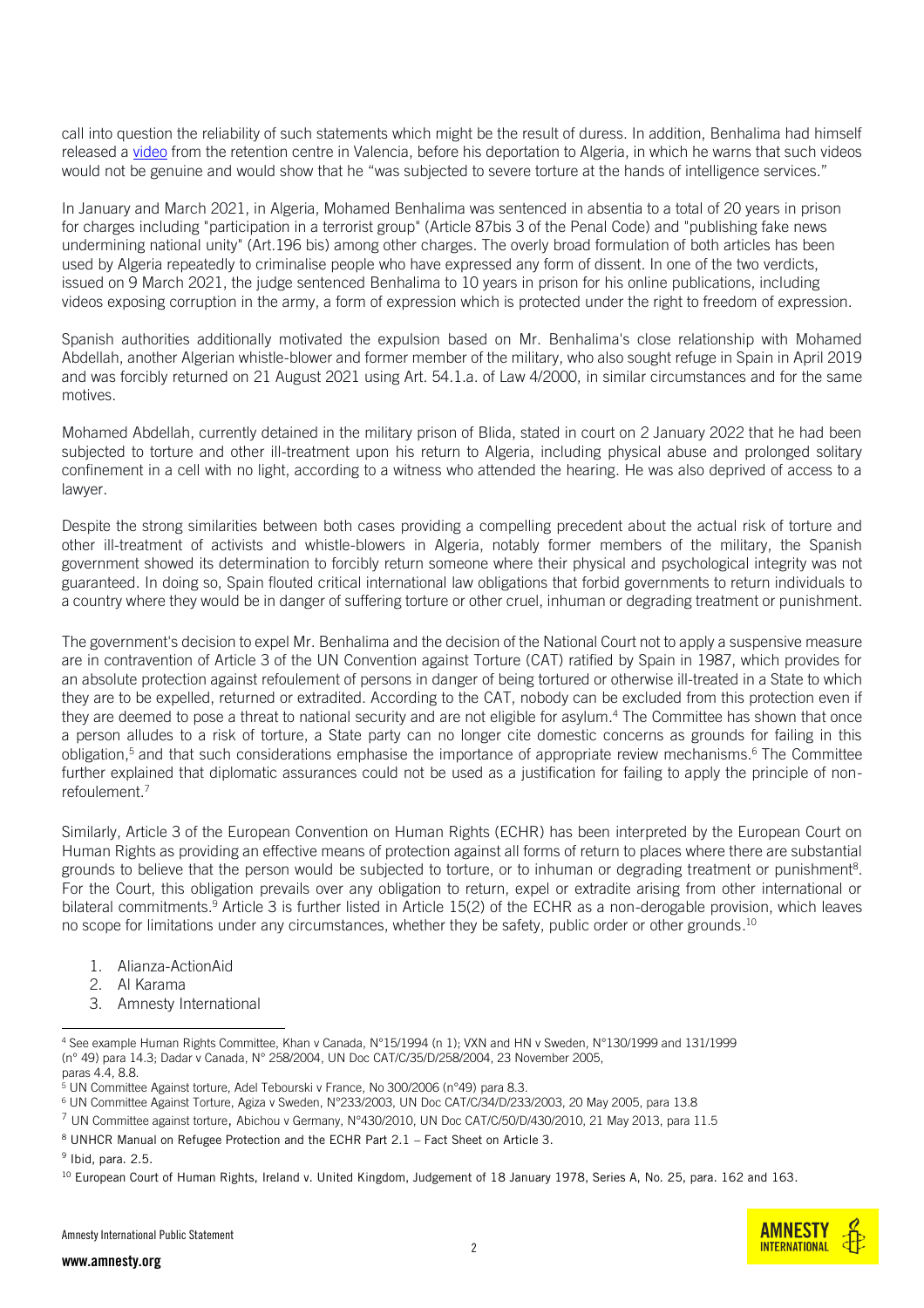call into question the reliability of such statements which might be the result of duress. In addition, Benhalima had himself released a [video](#) from the retention centre in Valencia, before his deportation to Algeria, in which he warns that such videos would not be genuine and would show that he "was subjected to severe torture at the hands of intelligence services."

In January and March 2021, in Algeria, Mohamed Benhalima was sentenced in absentia to a total of 20 years in prison for charges including "participation in a terrorist group" (Article 87bis 3 of the Penal Code) and "publishing fake news undermining national unity" (Art.196 bis) among other charges. The overly broad formulation of both articles has been used by Algeria repeatedly to criminalise people who have expressed any form of dissent. In one of the two verdicts, issued on 9 March 2021, the judge sentenced Benhalima to 10 years in prison for his online publications, including videos exposing corruption in the army, a form of expression which is protected under the right to freedom of expression.

Spanish authorities additionally motivated the expulsion based on Mr. Benhalima's close relationship with Mohamed Abdellah, another Algerian whistle-blower and former member of the military, who also sought refuge in Spain in April 2019 and was forcibly returned on 21 August 2021 using Art. 54.1.a. of Law 4/2000, in similar circumstances and for the same motives.

Mohamed Abdellah, currently detained in the military prison of Blida, stated in court on 2 January 2022 that he had been subjected to torture and other ill-treatment upon his return to Algeria, including physical abuse and prolonged solitary confinement in a cell with no light, according to a witness who attended the hearing. He was also deprived of access to a lawyer.

Despite the strong similarities between both cases providing a compelling precedent about the actual risk of torture and other ill-treatment of activists and whistle-blowers in Algeria, notably former members of the military, the Spanish government showed its determination to forcibly return someone where their physical and psychological integrity was not guaranteed. In doing so, Spain flouted critical international law obligations that forbid governments to return individuals to a country where they would be in danger of suffering torture or other cruel, inhuman or degrading treatment or punishment.

The government's decision to expel Mr. Benhalima and the decision of the National Court not to apply a suspensive measure are in contravention of Article 3 of the UN Convention against Torture (CAT) ratified by Spain in 1987, which provides for an absolute protection against refoulement of persons in danger of being tortured or otherwise ill-treated in a State to which they are to be expelled, returned or extradited. According to the CAT, nobody can be excluded from this protection even if they are deemed to pose a threat to national security and are not eligible for asylum.[4] The Committee has shown that once a person alludes to a risk of torture, a State party can no longer cite domestic concerns as grounds for failing in this obligation,[5] and that such considerations emphasise the importance of appropriate review mechanisms.[6] The Committee further explained that diplomatic assurances could not be used as a justification for failing to apply the principle of non-refoulement.[7]

Similarly, Article 3 of the European Convention on Human Rights (ECHR) has been interpreted by the European Court on Human Rights as providing an effective means of protection against all forms of return to places where there are substantial grounds to believe that the person would be subjected to torture, or to inhuman or degrading treatment or punishment[8]. For the Court, this obligation prevails over any obligation to return, expel or extradite arising from other international or bilateral commitments.[9] Article 3 is further listed in Article 15(2) of the ECHR as a non-derogable provision, which leaves no scope for limitations under any circumstances, whether they be safety, public order or other grounds.[10]

1. Alianza-ActionAid
2. Al Karama
3. Amnesty International

---

[4] See example Human Rights Committee, Khan v Canada, N°15/1994 (n 1); VXN and HN v Sweden, N°130/1999 and 131/1999 (n° 49) para 14.3; Dadar v Canada, N° 258/2004, UN Doc CAT/C/35/D/258/2004, 23 November 2005, paras 4.4, 8.8.

[5] UN Committee Against torture, Adel Tebourski v France, No 300/2006 (n°49) para 8.3.

[6] UN Committee Against Torture, Agiza v Sweden, N°233/2003, UN Doc CAT/C/34/D/233/2003, 20 May 2005, para 13.8

[7] UN Committee against torture, Abichou v Germany, N°430/2010, UN Doc CAT/C/50/D/430/2010, 21 May 2013, para 11.5

[8] UNHCR Manual on Refugee Protection and the ECHR Part 2.1 – Fact Sheet on Article 3.

[9] Ibid, para. 2.5.

[10] European Court of Human Rights, Ireland v. United Kingdom, Judgement of 18 January 1978, Series A, No. 25, para. 162 and 163.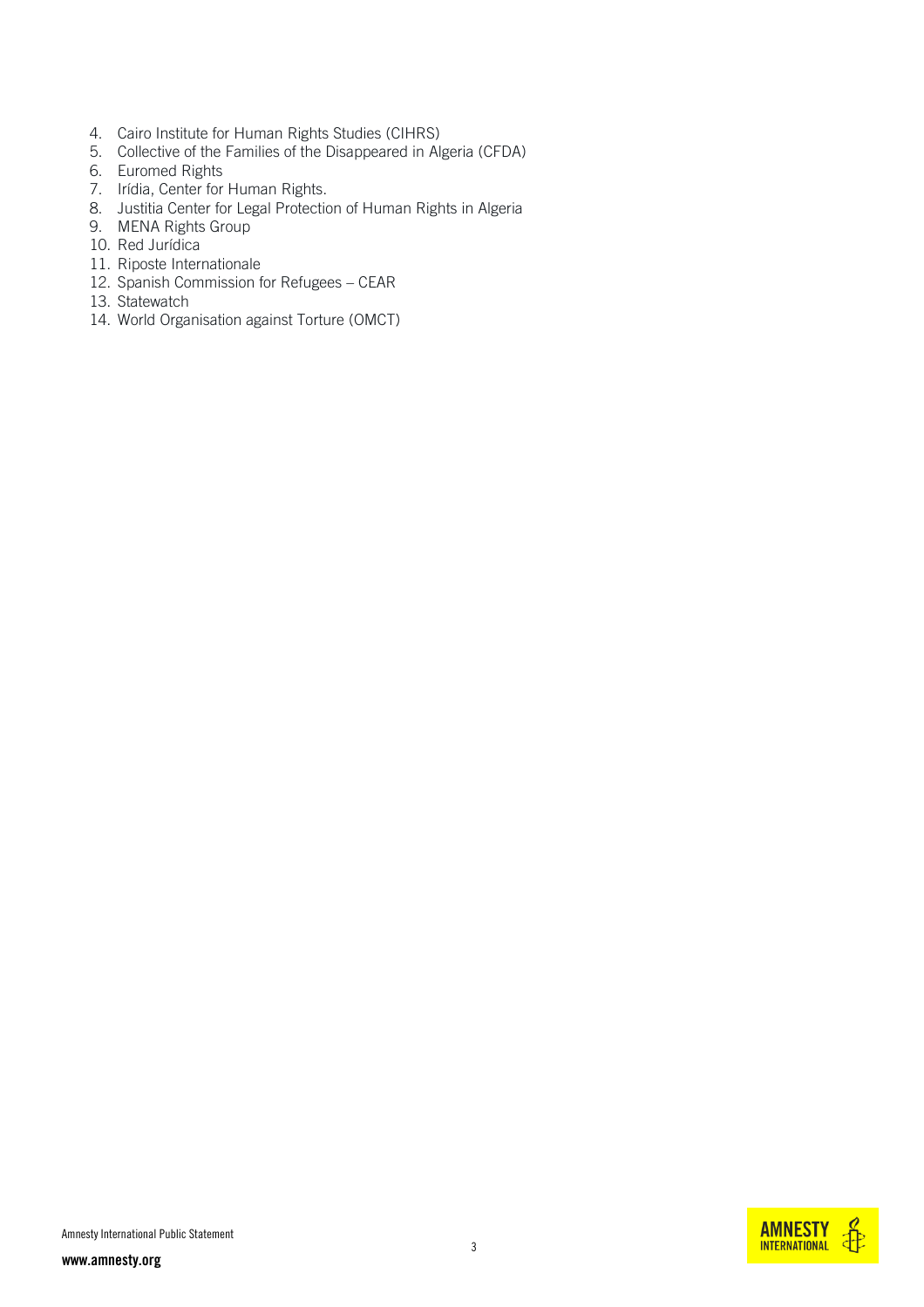4. Cairo Institute for Human Rights Studies (CIHRS)
5. Collective of the Families of the Disappeared in Algeria (CFDA)
6. Euromed Rights
7. Irídia, Center for Human Rights.
8. Justitia Center for Legal Protection of Human Rights in Algeria
9. MENA Rights Group
10. Red Jurídica
11. Riposte Internationale
12. Spanish Commission for Refugees – CEAR
13. Statewatch
14. World Organisation against Torture (OMCT)